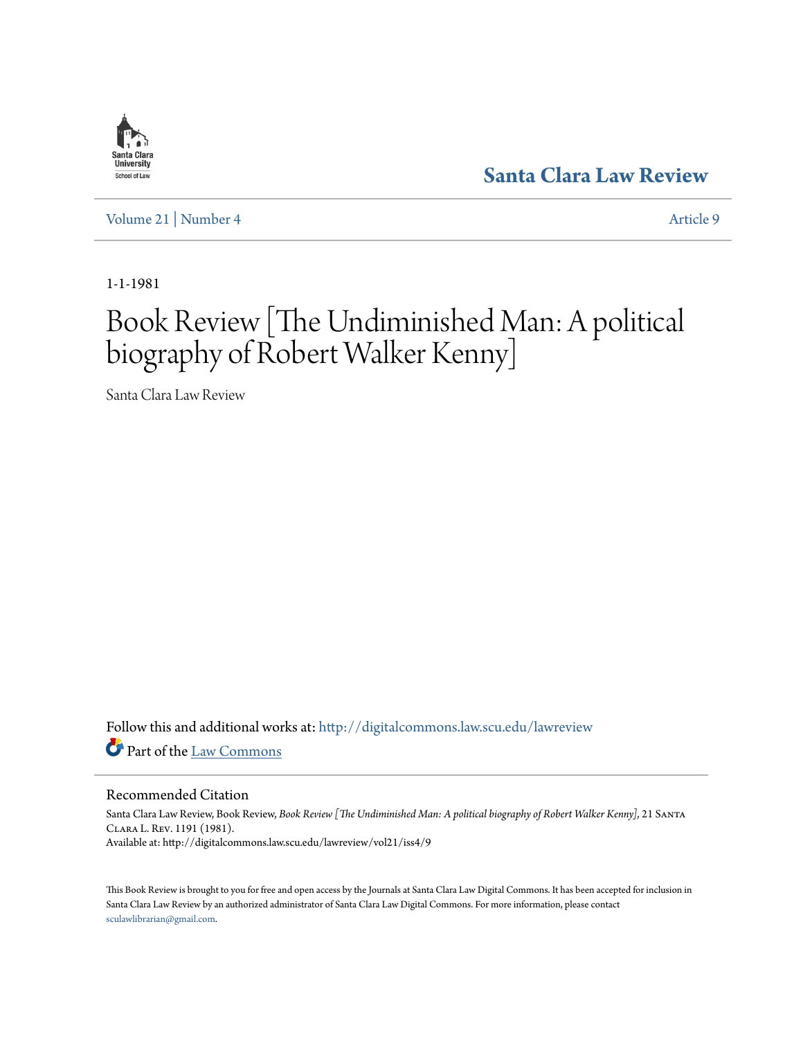Santa Clara Law Review

Volume 21 | Number 4 Article 9

1-1-1981

# Book Review [The Undiminished Man: A political biography of Robert Walker Kenny]

Santa Clara Law Review

Follow this and additional works at: http://digitalcommons.law.scu.edu/lawreview

Part of the Law Commons

## Recommended Citation

Santa Clara Law Review, Book Review, *Book Review [The Undiminished Man: A political biography of Robert Walker Kenny]*, 21 Santa Clara L. Rev. 1191 (1981).
Available at: http://digitalcommons.law.scu.edu/lawreview/vol21/iss4/9

This Book Review is brought to you for free and open access by the Journals at Santa Clara Law Digital Commons. It has been accepted for inclusion in Santa Clara Law Review by an authorized administrator of Santa Clara Law Digital Commons. For more information, please contact sculawlibrarian@gmail.com.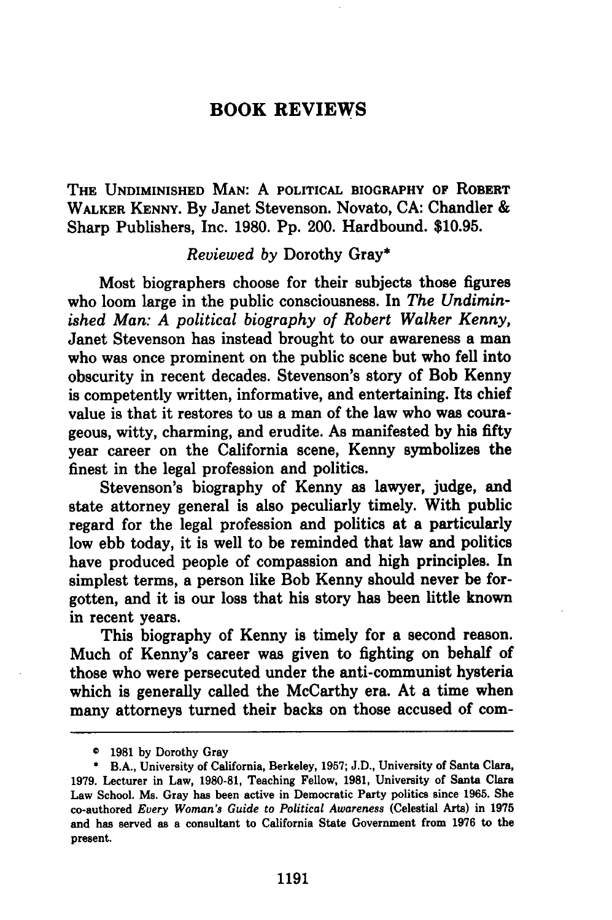# BOOK REVIEWS

THE UNDIMINISHED MAN: A POLITICAL BIOGRAPHY OF ROBERT WALKER KENNY. By Janet Stevenson. Novato, CA: Chandler & Sharp Publishers, Inc. 1980. Pp. 200. Hardbound. $10.95.

*Reviewed by* Dorothy Gray*

Most biographers choose for their subjects those figures who loom large in the public consciousness. In *The Undiminished Man: A political biography of Robert Walker Kenny*, Janet Stevenson has instead brought to our awareness a man who was once prominent on the public scene but who fell into obscurity in recent decades. Stevenson's story of Bob Kenny is competently written, informative, and entertaining. Its chief value is that it restores to us a man of the law who was courageous, witty, charming, and erudite. As manifested by his fifty year career on the California scene, Kenny symbolizes the finest in the legal profession and politics.

Stevenson's biography of Kenny as lawyer, judge, and state attorney general is also peculiarly timely. With public regard for the legal profession and politics at a particularly low ebb today, it is well to be reminded that law and politics have produced people of compassion and high principles. In simplest terms, a person like Bob Kenny should never be forgotten, and it is our loss that his story has been little known in recent years.

This biography of Kenny is timely for a second reason. Much of Kenny's career was given to fighting on behalf of those who were persecuted under the anti-communist hysteria which is generally called the McCarthy era. At a time when many attorneys turned their backs on those accused of com-

---

© 1981 by Dorothy Gray

* B.A., University of California, Berkeley, 1957; J.D., University of Santa Clara, 1979. Lecturer in Law, 1980-81, Teaching Fellow, 1981, University of Santa Clara Law School. Ms. Gray has been active in Democratic Party politics since 1965. She co-authored *Every Woman's Guide to Political Awareness* (Celestial Arts) in 1975 and has served as a consultant to California State Government from 1976 to the present.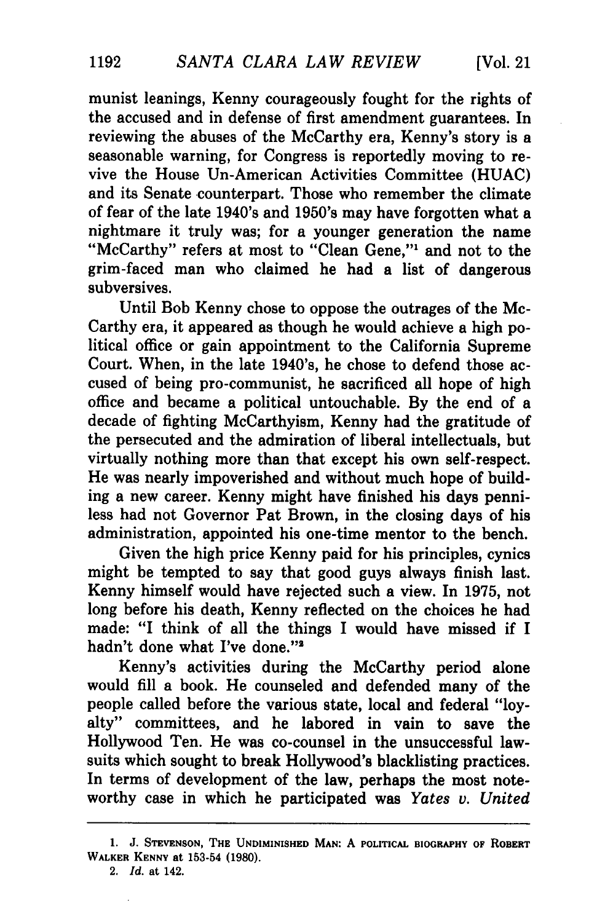munist leanings, Kenny courageously fought for the rights of the accused and in defense of first amendment guarantees. In reviewing the abuses of the McCarthy era, Kenny's story is a seasonable warning, for Congress is reportedly moving to revive the House Un-American Activities Committee (HUAC) and its Senate counterpart. Those who remember the climate of fear of the late 1940's and 1950's may have forgotten what a nightmare it truly was; for a younger generation the name "McCarthy" refers at most to "Clean Gene,"[1] and not to the grim-faced man who claimed he had a list of dangerous subversives.

Until Bob Kenny chose to oppose the outrages of the McCarthy era, it appeared as though he would achieve a high political office or gain appointment to the California Supreme Court. When, in the late 1940's, he chose to defend those accused of being pro-communist, he sacrificed all hope of high office and became a political untouchable. By the end of a decade of fighting McCarthyism, Kenny had the gratitude of the persecuted and the admiration of liberal intellectuals, but virtually nothing more than that except his own self-respect. He was nearly impoverished and without much hope of building a new career. Kenny might have finished his days penniless had not Governor Pat Brown, in the closing days of his administration, appointed his one-time mentor to the bench.

Given the high price Kenny paid for his principles, cynics might be tempted to say that good guys always finish last. Kenny himself would have rejected such a view. In 1975, not long before his death, Kenny reflected on the choices he had made: "I think of all the things I would have missed if I hadn't done what I've done."[2]

Kenny's activities during the McCarthy period alone would fill a book. He counseled and defended many of the people called before the various state, local and federal "loyalty" committees, and he labored in vain to save the Hollywood Ten. He was co-counsel in the unsuccessful lawsuits which sought to break Hollywood's blacklisting practices. In terms of development of the law, perhaps the most noteworthy case in which he participated was *Yates v. United*

---

1. J. STEVENSON, THE UNDIMINISHED MAN: A POLITICAL BIOGRAPHY OF ROBERT WALKER KENNY at 153-54 (1980).
2. *Id.* at 142.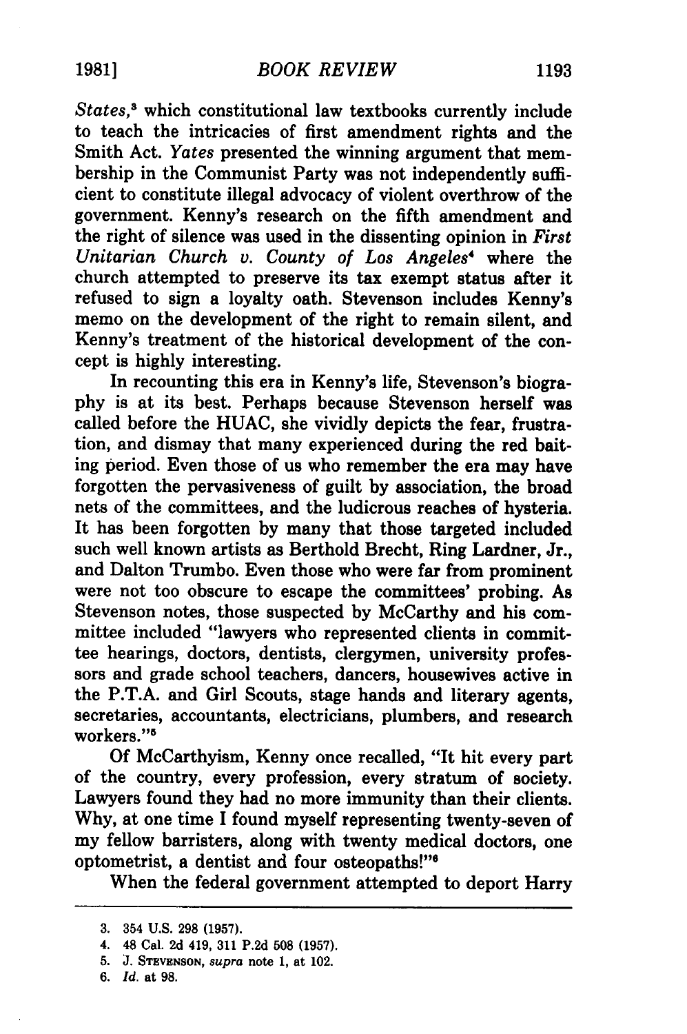*States*,[3] which constitutional law textbooks currently include to teach the intricacies of first amendment rights and the Smith Act. *Yates* presented the winning argument that membership in the Communist Party was not independently sufficient to constitute illegal advocacy of violent overthrow of the government. Kenny's research on the fifth amendment and the right of silence was used in the dissenting opinion in *First Unitarian Church v. County of Los Angeles*[4] where the church attempted to preserve its tax exempt status after it refused to sign a loyalty oath. Stevenson includes Kenny's memo on the development of the right to remain silent, and Kenny's treatment of the historical development of the concept is highly interesting.

In recounting this era in Kenny's life, Stevenson's biography is at its best. Perhaps because Stevenson herself was called before the HUAC, she vividly depicts the fear, frustration, and dismay that many experienced during the red baiting period. Even those of us who remember the era may have forgotten the pervasiveness of guilt by association, the broad nets of the committees, and the ludicrous reaches of hysteria. It has been forgotten by many that those targeted included such well known artists as Berthold Brecht, Ring Lardner, Jr., and Dalton Trumbo. Even those who were far from prominent were not too obscure to escape the committees' probing. As Stevenson notes, those suspected by McCarthy and his committee included "lawyers who represented clients in committee hearings, doctors, dentists, clergymen, university professors and grade school teachers, dancers, housewives active in the P.T.A. and Girl Scouts, stage hands and literary agents, secretaries, accountants, electricians, plumbers, and research workers."[5]

Of McCarthyism, Kenny once recalled, "It hit every part of the country, every profession, every stratum of society. Lawyers found they had no more immunity than their clients. Why, at one time I found myself representing twenty-seven of my fellow barristers, along with twenty medical doctors, one optometrist, a dentist and four osteopaths!"[6]

When the federal government attempted to deport Harry

---

3. 354 U.S. 298 (1957).

4. 48 Cal. 2d 419, 311 P.2d 508 (1957).

5. J. STEVENSON, *supra* note 1, at 102.

6. *Id.* at 98.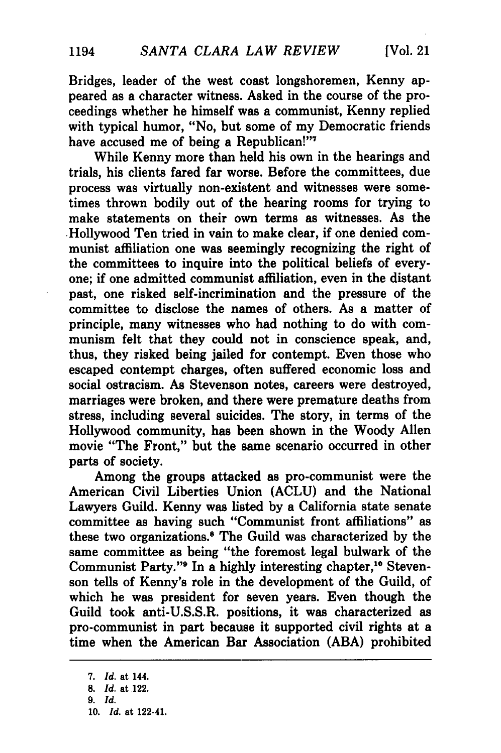Bridges, leader of the west coast longshoremen, Kenny appeared as a character witness. Asked in the course of the proceedings whether he himself was a communist, Kenny replied with typical humor, "No, but some of my Democratic friends have accused me of being a Republican!"[7]

While Kenny more than held his own in the hearings and trials, his clients fared far worse. Before the committees, due process was virtually non-existent and witnesses were sometimes thrown bodily out of the hearing rooms for trying to make statements on their own terms as witnesses. As the Hollywood Ten tried in vain to make clear, if one denied communist affiliation one was seemingly recognizing the right of the committees to inquire into the political beliefs of everyone; if one admitted communist affiliation, even in the distant past, one risked self-incrimination and the pressure of the committee to disclose the names of others. As a matter of principle, many witnesses who had nothing to do with communism felt that they could not in conscience speak, and, thus, they risked being jailed for contempt. Even those who escaped contempt charges, often suffered economic loss and social ostracism. As Stevenson notes, careers were destroyed, marriages were broken, and there were premature deaths from stress, including several suicides. The story, in terms of the Hollywood community, has been shown in the Woody Allen movie "The Front," but the same scenario occurred in other parts of society.

Among the groups attacked as pro-communist were the American Civil Liberties Union (ACLU) and the National Lawyers Guild. Kenny was listed by a California state senate committee as having such "Communist front affiliations" as these two organizations.[8] The Guild was characterized by the same committee as being "the foremost legal bulwark of the Communist Party."[9] In a highly interesting chapter,[10] Stevenson tells of Kenny's role in the development of the Guild, of which he was president for seven years. Even though the Guild took anti-U.S.S.R. positions, it was characterized as pro-communist in part because it supported civil rights at a time when the American Bar Association (ABA) prohibited

---

7. *Id.* at 144.
8. *Id.* at 122.
9. *Id.*
10. *Id.* at 122-41.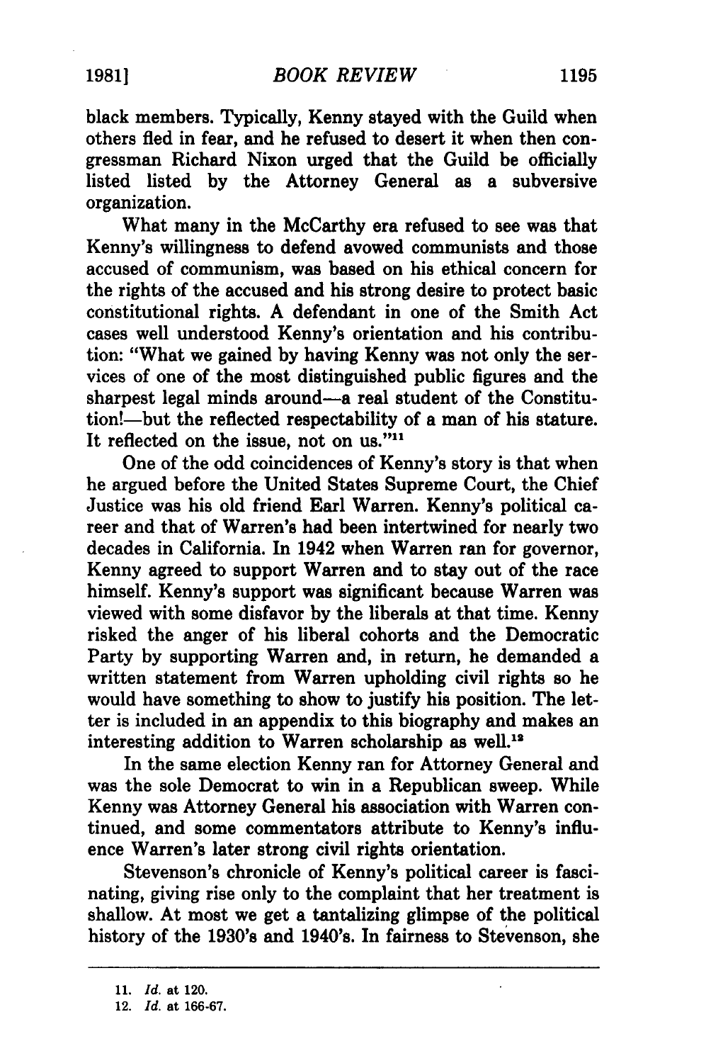black members. Typically, Kenny stayed with the Guild when others fled in fear, and he refused to desert it when then congressman Richard Nixon urged that the Guild be officially listed listed by the Attorney General as a subversive organization.

What many in the McCarthy era refused to see was that Kenny's willingness to defend avowed communists and those accused of communism, was based on his ethical concern for the rights of the accused and his strong desire to protect basic constitutional rights. A defendant in one of the Smith Act cases well understood Kenny's orientation and his contribution: "What we gained by having Kenny was not only the services of one of the most distinguished public figures and the sharpest legal minds around—a real student of the Constitution!—but the reflected respectability of a man of his stature. It reflected on the issue, not on us."[11]

One of the odd coincidences of Kenny's story is that when he argued before the United States Supreme Court, the Chief Justice was his old friend Earl Warren. Kenny's political career and that of Warren's had been intertwined for nearly two decades in California. In 1942 when Warren ran for governor, Kenny agreed to support Warren and to stay out of the race himself. Kenny's support was significant because Warren was viewed with some disfavor by the liberals at that time. Kenny risked the anger of his liberal cohorts and the Democratic Party by supporting Warren and, in return, he demanded a written statement from Warren upholding civil rights so he would have something to show to justify his position. The letter is included in an appendix to this biography and makes an interesting addition to Warren scholarship as well.[12]

In the same election Kenny ran for Attorney General and was the sole Democrat to win in a Republican sweep. While Kenny was Attorney General his association with Warren continued, and some commentators attribute to Kenny's influence Warren's later strong civil rights orientation.

Stevenson's chronicle of Kenny's political career is fascinating, giving rise only to the complaint that her treatment is shallow. At most we get a tantalizing glimpse of the political history of the 1930's and 1940's. In fairness to Stevenson, she

---

11. *Id.* at 120.
12. *Id.* at 166-67.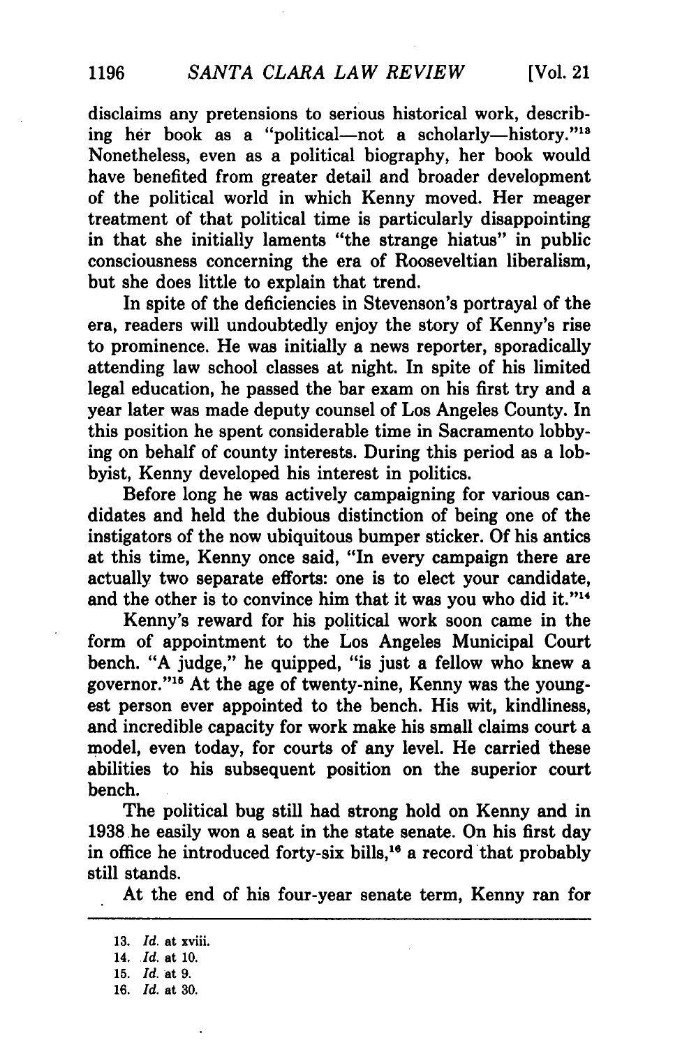disclaims any pretensions to serious historical work, describing her book as a "political—not a scholarly—history."[13] Nonetheless, even as a political biography, her book would have benefited from greater detail and broader development of the political world in which Kenny moved. Her meager treatment of that political time is particularly disappointing in that she initially laments "the strange hiatus" in public consciousness concerning the era of Rooseveltian liberalism, but she does little to explain that trend.

In spite of the deficiencies in Stevenson's portrayal of the era, readers will undoubtedly enjoy the story of Kenny's rise to prominence. He was initially a news reporter, sporadically attending law school classes at night. In spite of his limited legal education, he passed the bar exam on his first try and a year later was made deputy counsel of Los Angeles County. In this position he spent considerable time in Sacramento lobbying on behalf of county interests. During this period as a lobbyist, Kenny developed his interest in politics.

Before long he was actively campaigning for various candidates and held the dubious distinction of being one of the instigators of the now ubiquitous bumper sticker. Of his antics at this time, Kenny once said, "In every campaign there are actually two separate efforts: one is to elect your candidate, and the other is to convince him that it was you who did it."[14]

Kenny's reward for his political work soon came in the form of appointment to the Los Angeles Municipal Court bench. "A judge," he quipped, "is just a fellow who knew a governor."[15] At the age of twenty-nine, Kenny was the youngest person ever appointed to the bench. His wit, kindliness, and incredible capacity for work make his small claims court a model, even today, for courts of any level. He carried these abilities to his subsequent position on the superior court bench.

The political bug still had strong hold on Kenny and in 1938 he easily won a seat in the state senate. On his first day in office he introduced forty-six bills,[16] a record that probably still stands.

At the end of his four-year senate term, Kenny ran for

---

13. *Id.* at xviii.
14. *Id.* at 10.
15. *Id.* at 9.
16. *Id.* at 30.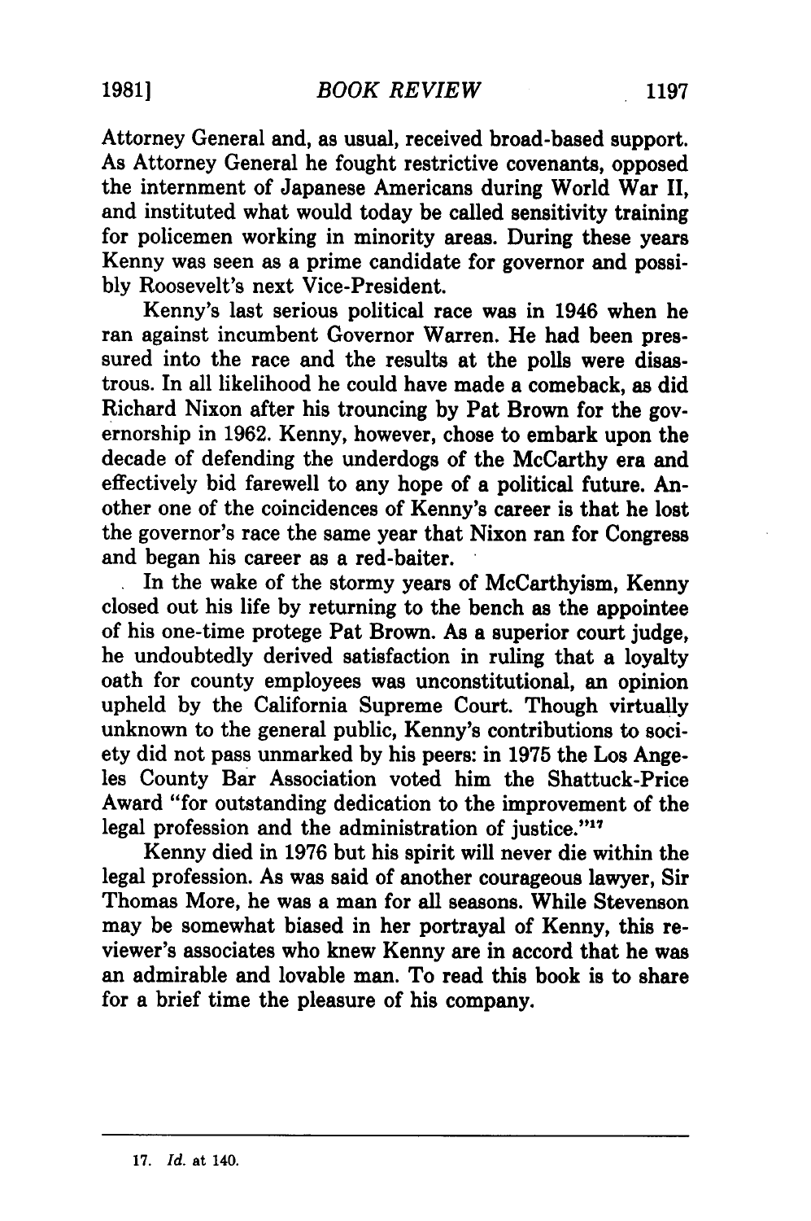Attorney General and, as usual, received broad-based support. As Attorney General he fought restrictive covenants, opposed the internment of Japanese Americans during World War II, and instituted what would today be called sensitivity training for policemen working in minority areas. During these years Kenny was seen as a prime candidate for governor and possibly Roosevelt's next Vice-President.

Kenny's last serious political race was in 1946 when he ran against incumbent Governor Warren. He had been pressured into the race and the results at the polls were disastrous. In all likelihood he could have made a comeback, as did Richard Nixon after his trouncing by Pat Brown for the governorship in 1962. Kenny, however, chose to embark upon the decade of defending the underdogs of the McCarthy era and effectively bid farewell to any hope of a political future. Another one of the coincidences of Kenny's career is that he lost the governor's race the same year that Nixon ran for Congress and began his career as a red-baiter.

In the wake of the stormy years of McCarthyism, Kenny closed out his life by returning to the bench as the appointee of his one-time protege Pat Brown. As a superior court judge, he undoubtedly derived satisfaction in ruling that a loyalty oath for county employees was unconstitutional, an opinion upheld by the California Supreme Court. Though virtually unknown to the general public, Kenny's contributions to society did not pass unmarked by his peers: in 1975 the Los Angeles County Bar Association voted him the Shattuck-Price Award "for outstanding dedication to the improvement of the legal profession and the administration of justice."[17]

Kenny died in 1976 but his spirit will never die within the legal profession. As was said of another courageous lawyer, Sir Thomas More, he was a man for all seasons. While Stevenson may be somewhat biased in her portrayal of Kenny, this reviewer's associates who knew Kenny are in accord that he was an admirable and lovable man. To read this book is to share for a brief time the pleasure of his company.

---

17. *Id.* at 140.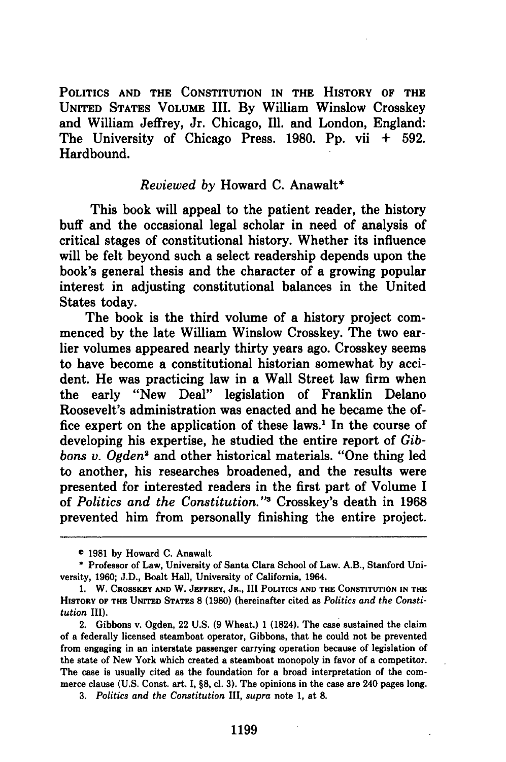POLITICS AND THE CONSTITUTION IN THE HISTORY OF THE UNITED STATES VOLUME III. By William Winslow Crosskey and William Jeffrey, Jr. Chicago, Ill. and London, England: The University of Chicago Press. 1980. Pp. vii + 592. Hardbound.

*Reviewed by* Howard C. Anawalt*

This book will appeal to the patient reader, the history buff and the occasional legal scholar in need of analysis of critical stages of constitutional history. Whether its influence will be felt beyond such a select readership depends upon the book's general thesis and the character of a growing popular interest in adjusting constitutional balances in the United States today.

The book is the third volume of a history project commenced by the late William Winslow Crosskey. The two earlier volumes appeared nearly thirty years ago. Crosskey seems to have become a constitutional historian somewhat by accident. He was practicing law in a Wall Street law firm when the early "New Deal" legislation of Franklin Delano Roosevelt's administration was enacted and he became the office expert on the application of these laws.[1] In the course of developing his expertise, he studied the entire report of *Gibbons v. Ogden*[2] and other historical materials. "One thing led to another, his researches broadened, and the results were presented for interested readers in the first part of Volume I of *Politics and the Constitution*."[3] Crosskey's death in 1968 prevented him from personally finishing the entire project.

---

© 1981 by Howard C. Anawalt

\* Professor of Law, University of Santa Clara School of Law. A.B., Stanford University, 1960; J.D., Boalt Hall, University of California, 1964.

1. W. CROSSKEY AND W. JEFFREY, JR., III POLITICS AND THE CONSTITUTION IN THE HISTORY OF THE UNITED STATES 8 (1980) (hereinafter cited as *Politics and the Constitution* III).

2. Gibbons v. Ogden, 22 U.S. (9 Wheat.) 1 (1824). The case sustained the claim of a federally licensed steamboat operator, Gibbons, that he could not be prevented from engaging in an interstate passenger carrying operation because of legislation of the state of New York which created a steamboat monopoly in favor of a competitor. The case is usually cited as the foundation for a broad interpretation of the commerce clause (U.S. Const. art. I, §8, cl. 3). The opinions in the case are 240 pages long.

3. *Politics and the Constitution* III, *supra* note 1, at 8.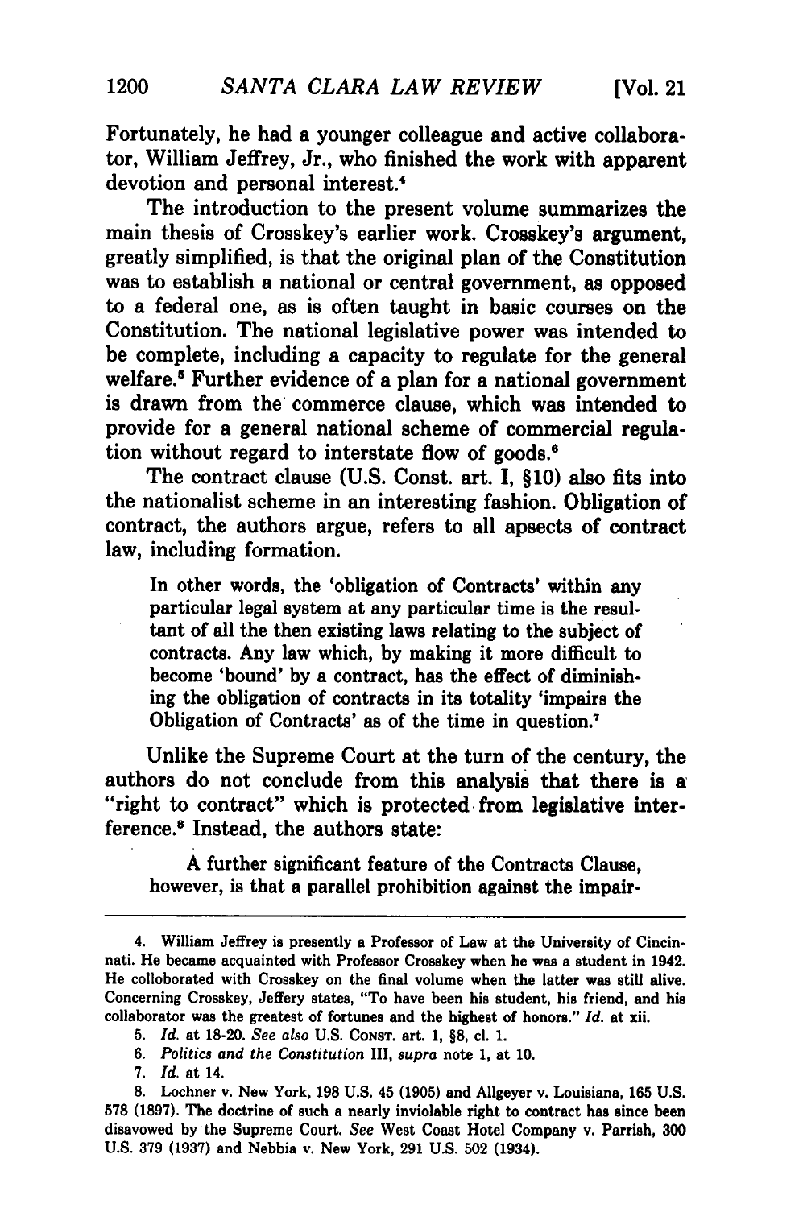Fortunately, he had a younger colleague and active collaborator, William Jeffrey, Jr., who finished the work with apparent devotion and personal interest.[4]

The introduction to the present volume summarizes the main thesis of Crosskey's earlier work. Crosskey's argument, greatly simplified, is that the original plan of the Constitution was to establish a national or central government, as opposed to a federal one, as is often taught in basic courses on the Constitution. The national legislative power was intended to be complete, including a capacity to regulate for the general welfare.[5] Further evidence of a plan for a national government is drawn from the commerce clause, which was intended to provide for a general national scheme of commercial regulation without regard to interstate flow of goods.[6]

The contract clause (U.S. Const. art. I, §10) also fits into the nationalist scheme in an interesting fashion. Obligation of contract, the authors argue, refers to all apsects of contract law, including formation.

> In other words, the 'obligation of Contracts' within any particular legal system at any particular time is the resultant of all the then existing laws relating to the subject of contracts. Any law which, by making it more difficult to become 'bound' by a contract, has the effect of diminishing the obligation of contracts in its totality 'impairs the Obligation of Contracts' as of the time in question.[7]

Unlike the Supreme Court at the turn of the century, the authors do not conclude from this analysis that there is a "right to contract" which is protected from legislative interference.[8] Instead, the authors state:

> A further significant feature of the Contracts Clause, however, is that a parallel prohibition against the impair-

---

4. William Jeffrey is presently a Professor of Law at the University of Cincinnati. He became acquainted with Professor Crosskey when he was a student in 1942. He colloborated with Crosskey on the final volume when the latter was still alive. Concerning Crosskey, Jeffery states, "To have been his student, his friend, and his collaborator was the greatest of fortunes and the highest of honors." *Id.* at xii.

5. *Id.* at 18-20. *See also* U.S. CONST. art. 1, §8, cl. 1.

6. *Politics and the Constitution* III, *supra* note 1, at 10.

7. *Id.* at 14.

8. Lochner v. New York, 198 U.S. 45 (1905) and Allgeyer v. Louisiana, 165 U.S. 578 (1897). The doctrine of such a nearly inviolable right to contract has since been disavowed by the Supreme Court. *See* West Coast Hotel Company v. Parrish, 300 U.S. 379 (1937) and Nebbia v. New York, 291 U.S. 502 (1934).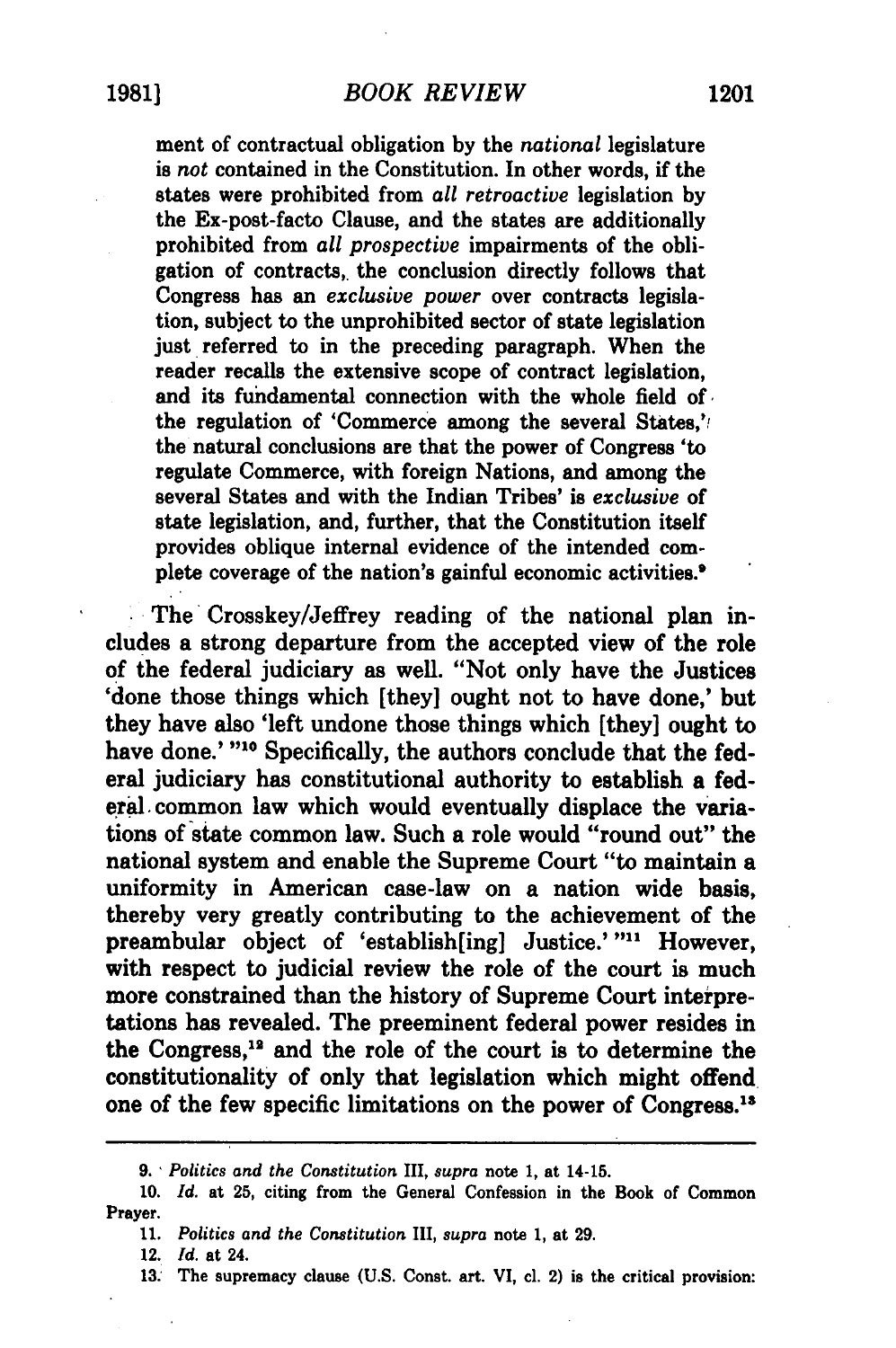> ment of contractual obligation by the *national* legislature is *not* contained in the Constitution. In other words, if the states were prohibited from *all retroactive* legislation by the Ex-post-facto Clause, and the states are additionally prohibited from *all prospective* impairments of the obligation of contracts, the conclusion directly follows that Congress has an *exclusive power* over contracts legislation, subject to the unprohibited sector of state legislation just referred to in the preceding paragraph. When the reader recalls the extensive scope of contract legislation, and its fundamental connection with the whole field of the regulation of 'Commerce among the several States,' the natural conclusions are that the power of Congress 'to regulate Commerce, with foreign Nations, and among the several States and with the Indian Tribes' is *exclusive* of state legislation, and, further, that the Constitution itself provides oblique internal evidence of the intended complete coverage of the nation's gainful economic activities.[9]

The Crosskey/Jeffrey reading of the national plan includes a strong departure from the accepted view of the role of the federal judiciary as well. "Not only have the Justices 'done those things which [they] ought not to have done,' but they have also 'left undone those things which [they] ought to have done.' "[10] Specifically, the authors conclude that the federal judiciary has constitutional authority to establish a federal common law which would eventually displace the variations of state common law. Such a role would "round out" the national system and enable the Supreme Court "to maintain a uniformity in American case-law on a nation wide basis, thereby very greatly contributing to the achievement of the preambular object of 'establish[ing] Justice.' "[11] However, with respect to judicial review the role of the court is much more constrained than the history of Supreme Court interpretations has revealed. The preeminent federal power resides in the Congress,[12] and the role of the court is to determine the constitutionality of only that legislation which might offend one of the few specific limitations on the power of Congress.[13]

---

9. *Politics and the Constitution* III, *supra* note 1, at 14-15.

10. *Id.* at 25, citing from the General Confession in the Book of Common Prayer.

11. *Politics and the Constitution* III, *supra* note 1, at 29.

12. *Id.* at 24.

13. The supremacy clause (U.S. Const. art. VI, cl. 2) is the critical provision: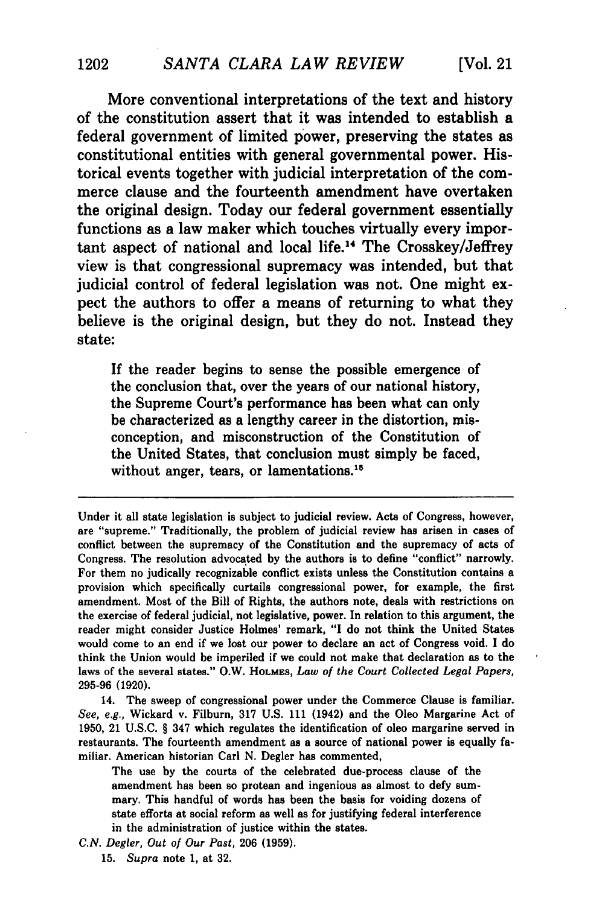More conventional interpretations of the text and history of the constitution assert that it was intended to establish a federal government of limited power, preserving the states as constitutional entities with general governmental power. Historical events together with judicial interpretation of the commerce clause and the fourteenth amendment have overtaken the original design. Today our federal government essentially functions as a law maker which touches virtually every important aspect of national and local life.[14] The Crosskey/Jeffrey view is that congressional supremacy was intended, but that judicial control of federal legislation was not. One might expect the authors to offer a means of returning to what they believe is the original design, but they do not. Instead they state:

> If the reader begins to sense the possible emergence of the conclusion that, over the years of our national history, the Supreme Court's performance has been what can only be characterized as a lengthy career in the distortion, misconception, and misconstruction of the Constitution of the United States, that conclusion must simply be faced, without anger, tears, or lamentations.[15]

---

Under it all state legislation is subject to judicial review. Acts of Congress, however, are "supreme." Traditionally, the problem of judicial review has arisen in cases of conflict between the supremacy of the Constitution and the supremacy of acts of Congress. The resolution advocated by the authors is to define "conflict" narrowly. For them no judicially recognizable conflict exists unless the Constitution contains a provision which specifically curtails congressional power, for example, the first amendment. Most of the Bill of Rights, the authors note, deals with restrictions on the exercise of federal judicial, not legislative, power. In relation to this argument, the reader might consider Justice Holmes' remark, "I do not think the United States would come to an end if we lost our power to declare an act of Congress void. I do think the Union would be imperiled if we could not make that declaration as to the laws of the several states." O.W. HOLMES, *Law of the Court Collected Legal Papers*, 295-96 (1920).

14. The sweep of congressional power under the Commerce Clause is familiar. *See, e.g.*, Wickard v. Filburn, 317 U.S. 111 (1942) and the Oleo Margarine Act of 1950, 21 U.S.C. § 347 which regulates the identification of oleo margarine served in restaurants. The fourteenth amendment as a source of national power is equally familiar. American historian Carl N. Degler has commented,

> The use by the courts of the celebrated due-process clause of the amendment has been so protean and ingenious as almost to defy summary. This handful of words has been the basis for voiding dozens of state efforts at social reform as well as for justifying federal interference in the administration of justice within the states.

*C.N. Degler, Out of Our Past*, 206 (1959).

15. *Supra* note 1, at 32.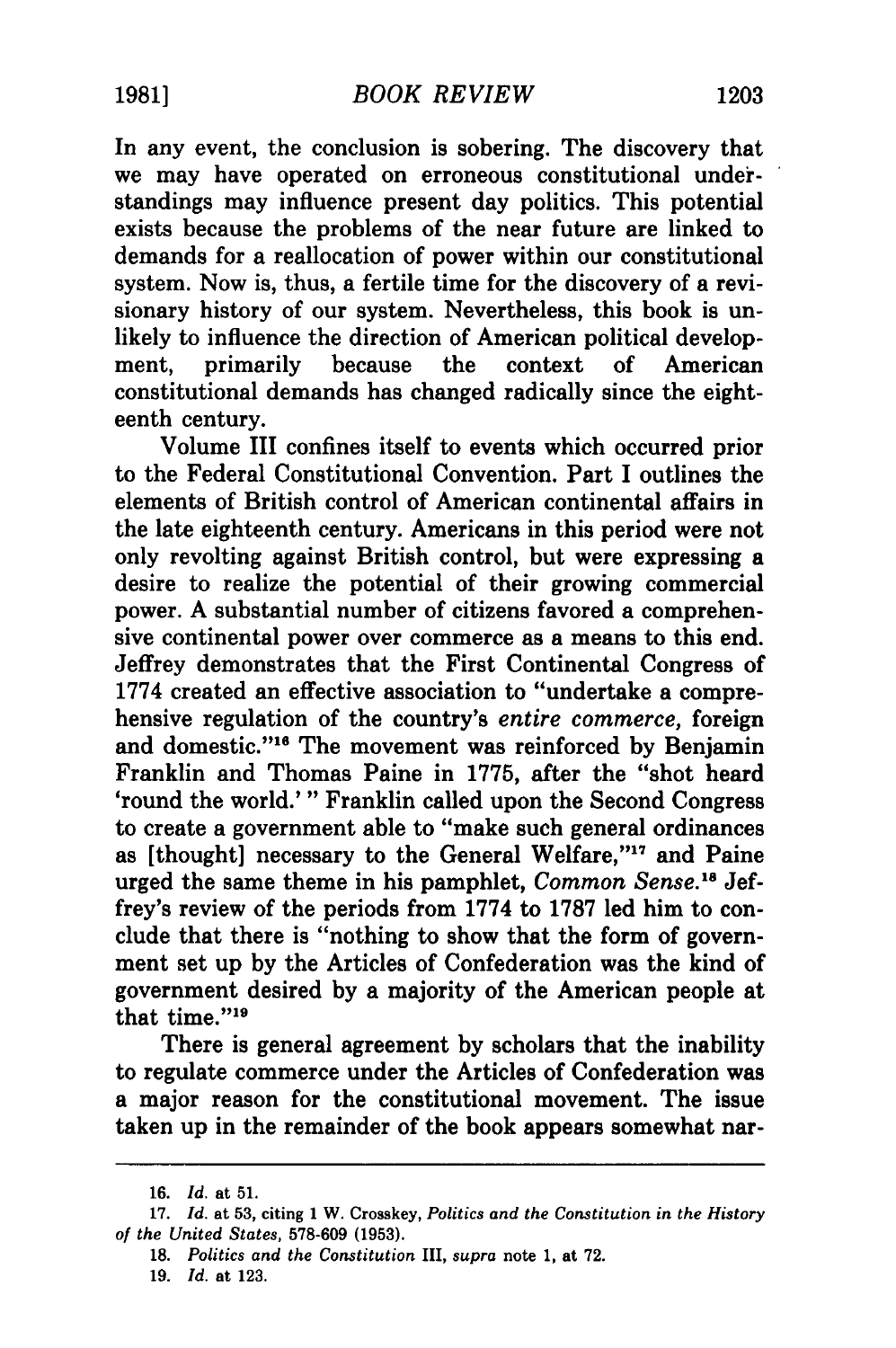In any event, the conclusion is sobering. The discovery that we may have operated on erroneous constitutional understandings may influence present day politics. This potential exists because the problems of the near future are linked to demands for a reallocation of power within our constitutional system. Now is, thus, a fertile time for the discovery of a revisionary history of our system. Nevertheless, this book is unlikely to influence the direction of American political development, primarily because the context of American constitutional demands has changed radically since the eighteenth century.

Volume III confines itself to events which occurred prior to the Federal Constitutional Convention. Part I outlines the elements of British control of American continental affairs in the late eighteenth century. Americans in this period were not only revolting against British control, but were expressing a desire to realize the potential of their growing commercial power. A substantial number of citizens favored a comprehensive continental power over commerce as a means to this end. Jeffrey demonstrates that the First Continental Congress of 1774 created an effective association to "undertake a comprehensive regulation of the country's *entire commerce,* foreign and domestic."[16] The movement was reinforced by Benjamin Franklin and Thomas Paine in 1775, after the "shot heard 'round the world.'" Franklin called upon the Second Congress to create a government able to "make such general ordinances as [thought] necessary to the General Welfare,"[17] and Paine urged the same theme in his pamphlet, *Common Sense.*[18] Jeffrey's review of the periods from 1774 to 1787 led him to conclude that there is "nothing to show that the form of government set up by the Articles of Confederation was the kind of government desired by a majority of the American people at that time."[19]

There is general agreement by scholars that the inability to regulate commerce under the Articles of Confederation was a major reason for the constitutional movement. The issue taken up in the remainder of the book appears somewhat nar-

---

16. *Id.* at 51.

17. *Id.* at 53, citing 1 W. Crosskey, *Politics and the Constitution in the History of the United States,* 578-609 (1953).

18. *Politics and the Constitution* III, *supra* note 1, at 72.

19. *Id.* at 123.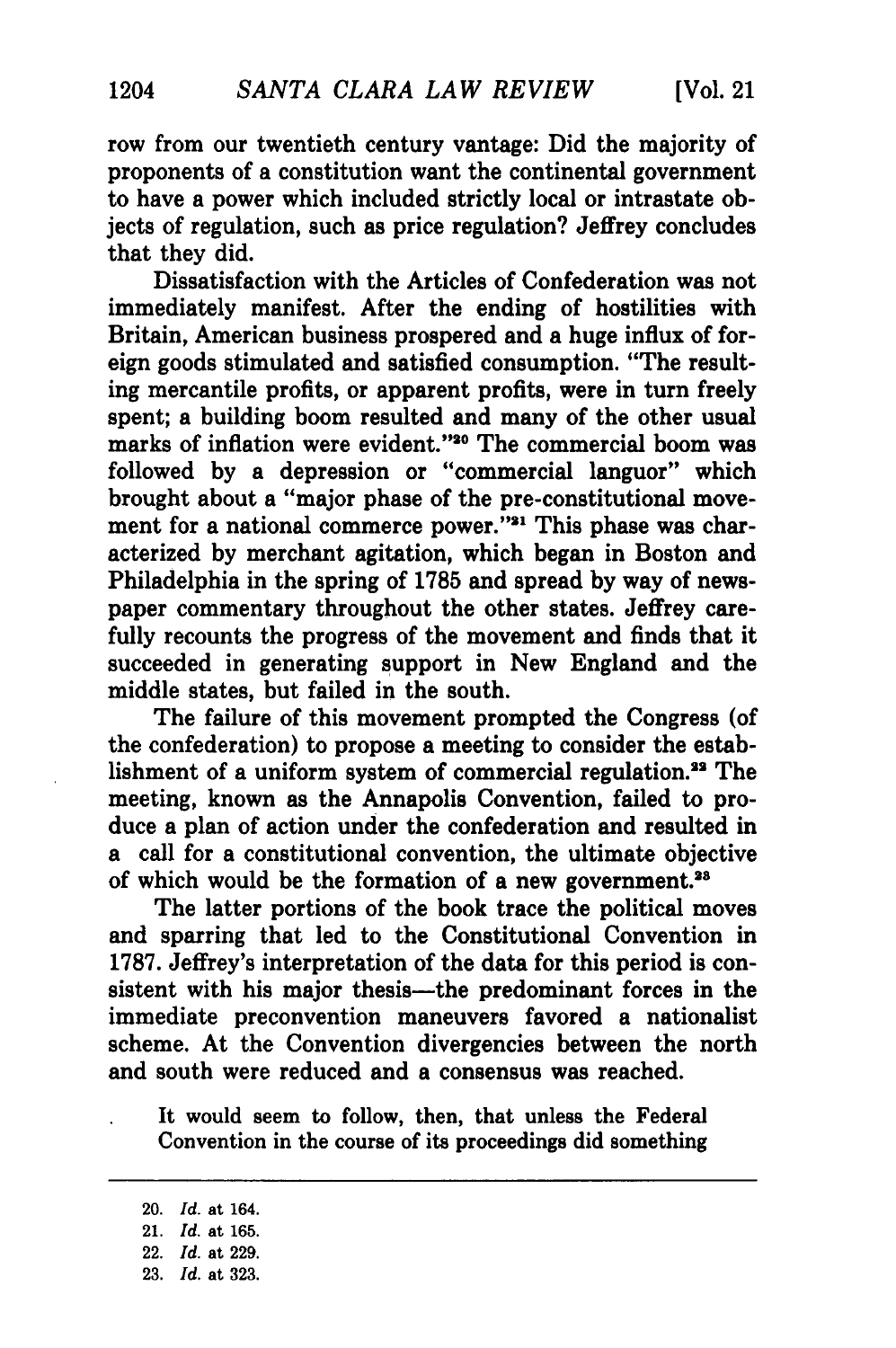row from our twentieth century vantage: Did the majority of proponents of a constitution want the continental government to have a power which included strictly local or intrastate objects of regulation, such as price regulation? Jeffrey concludes that they did.

Dissatisfaction with the Articles of Confederation was not immediately manifest. After the ending of hostilities with Britain, American business prospered and a huge influx of foreign goods stimulated and satisfied consumption. "The resulting mercantile profits, or apparent profits, were in turn freely spent; a building boom resulted and many of the other usual marks of inflation were evident."[20] The commercial boom was followed by a depression or "commercial languor" which brought about a "major phase of the pre-constitutional movement for a national commerce power."[21] This phase was characterized by merchant agitation, which began in Boston and Philadelphia in the spring of 1785 and spread by way of newspaper commentary throughout the other states. Jeffrey carefully recounts the progress of the movement and finds that it succeeded in generating support in New England and the middle states, but failed in the south.

The failure of this movement prompted the Congress (of the confederation) to propose a meeting to consider the establishment of a uniform system of commercial regulation.[22] The meeting, known as the Annapolis Convention, failed to produce a plan of action under the confederation and resulted in a call for a constitutional convention, the ultimate objective of which would be the formation of a new government.[23]

The latter portions of the book trace the political moves and sparring that led to the Constitutional Convention in 1787. Jeffrey's interpretation of the data for this period is consistent with his major thesis—the predominant forces in the immediate preconvention maneuvers favored a nationalist scheme. At the Convention divergencies between the north and south were reduced and a consensus was reached.

> It would seem to follow, then, that unless the Federal Convention in the course of its proceedings did something

---

20. *Id.* at 164.
21. *Id.* at 165.
22. *Id.* at 229.
23. *Id.* at 323.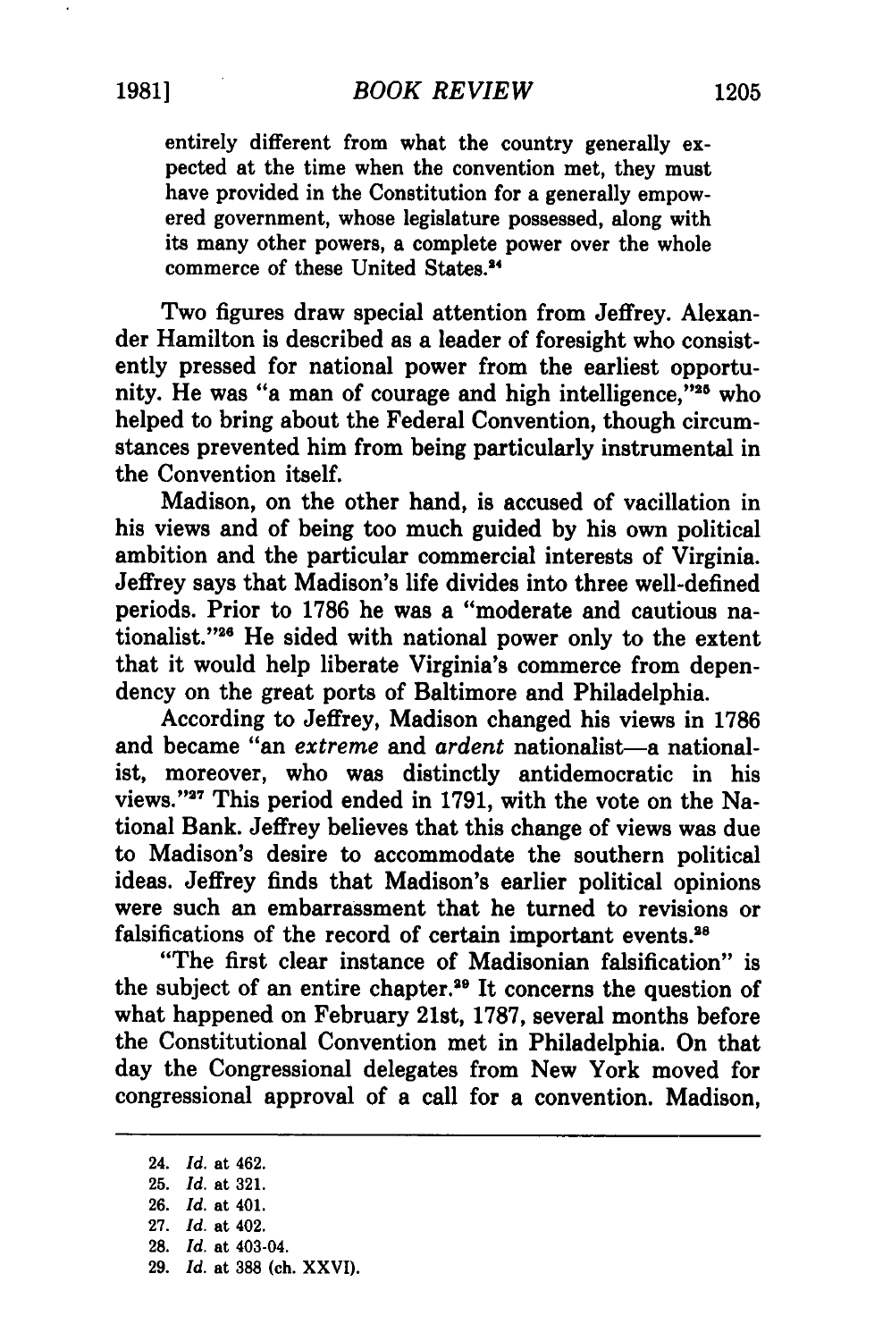entirely different from what the country generally expected at the time when the convention met, they must have provided in the Constitution for a generally empowered government, whose legislature possessed, along with its many other powers, a complete power over the whole commerce of these United States.[24]

Two figures draw special attention from Jeffrey. Alexander Hamilton is described as a leader of foresight who consistently pressed for national power from the earliest opportunity. He was "a man of courage and high intelligence,"[25] who helped to bring about the Federal Convention, though circumstances prevented him from being particularly instrumental in the Convention itself.

Madison, on the other hand, is accused of vacillation in his views and of being too much guided by his own political ambition and the particular commercial interests of Virginia. Jeffrey says that Madison's life divides into three well-defined periods. Prior to 1786 he was a "moderate and cautious nationalist."[26] He sided with national power only to the extent that it would help liberate Virginia's commerce from dependency on the great ports of Baltimore and Philadelphia.

According to Jeffrey, Madison changed his views in 1786 and became "an *extreme* and *ardent* nationalist—a nationalist, moreover, who was distinctly antidemocratic in his views."[27] This period ended in 1791, with the vote on the National Bank. Jeffrey believes that this change of views was due to Madison's desire to accommodate the southern political ideas. Jeffrey finds that Madison's earlier political opinions were such an embarrassment that he turned to revisions or falsifications of the record of certain important events.[28]

"The first clear instance of Madisonian falsification" is the subject of an entire chapter.[29] It concerns the question of what happened on February 21st, 1787, several months before the Constitutional Convention met in Philadelphia. On that day the Congressional delegates from New York moved for congressional approval of a call for a convention. Madison,

---

24. *Id.* at 462.
25. *Id.* at 321.
26. *Id.* at 401.
27. *Id.* at 402.
28. *Id.* at 403-04.
29. *Id.* at 388 (ch. XXVI).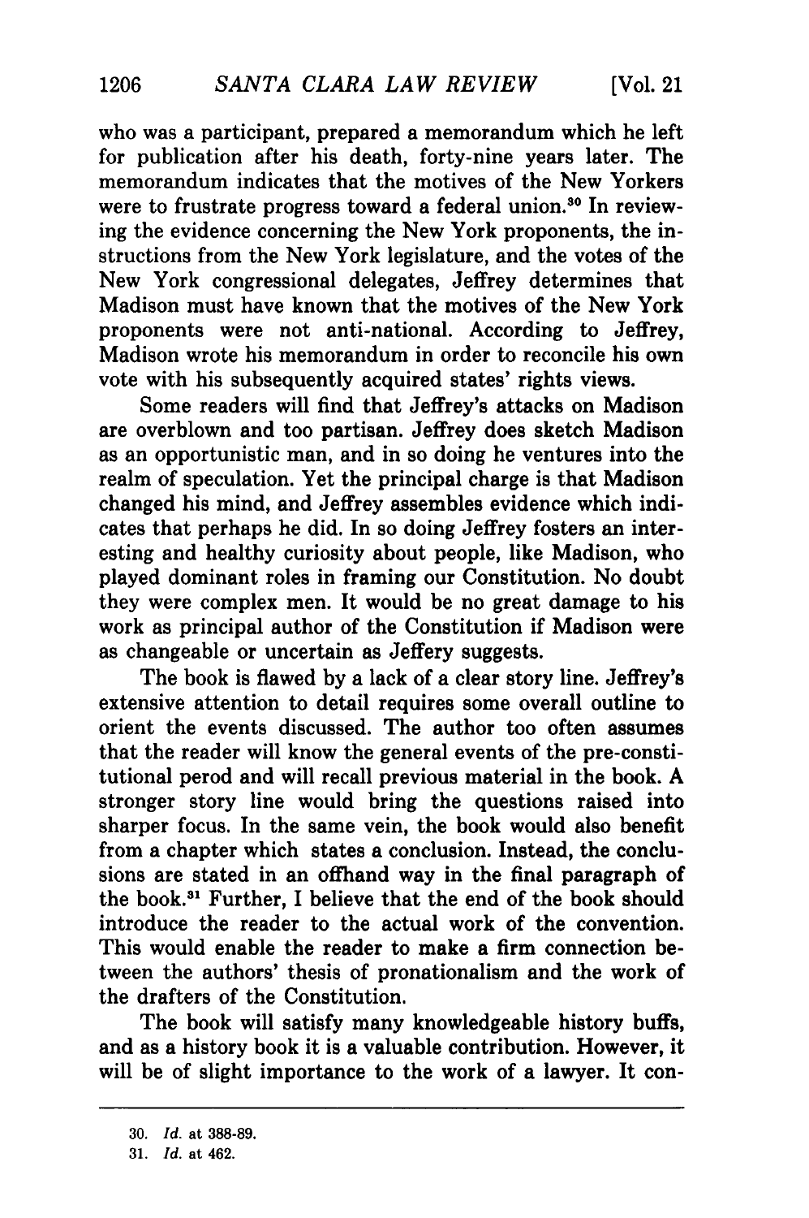who was a participant, prepared a memorandum which he left for publication after his death, forty-nine years later. The memorandum indicates that the motives of the New Yorkers were to frustrate progress toward a federal union.[30] In reviewing the evidence concerning the New York proponents, the instructions from the New York legislature, and the votes of the New York congressional delegates, Jeffrey determines that Madison must have known that the motives of the New York proponents were not anti-national. According to Jeffrey, Madison wrote his memorandum in order to reconcile his own vote with his subsequently acquired states' rights views.

Some readers will find that Jeffrey's attacks on Madison are overblown and too partisan. Jeffrey does sketch Madison as an opportunistic man, and in so doing he ventures into the realm of speculation. Yet the principal charge is that Madison changed his mind, and Jeffrey assembles evidence which indicates that perhaps he did. In so doing Jeffrey fosters an interesting and healthy curiosity about people, like Madison, who played dominant roles in framing our Constitution. No doubt they were complex men. It would be no great damage to his work as principal author of the Constitution if Madison were as changeable or uncertain as Jeffery suggests.

The book is flawed by a lack of a clear story line. Jeffrey's extensive attention to detail requires some overall outline to orient the events discussed. The author too often assumes that the reader will know the general events of the pre-constitutional perod and will recall previous material in the book. A stronger story line would bring the questions raised into sharper focus. In the same vein, the book would also benefit from a chapter which states a conclusion. Instead, the conclusions are stated in an offhand way in the final paragraph of the book.[31] Further, I believe that the end of the book should introduce the reader to the actual work of the convention. This would enable the reader to make a firm connection between the authors' thesis of pronationalism and the work of the drafters of the Constitution.

The book will satisfy many knowledgeable history buffs, and as a history book it is a valuable contribution. However, it will be of slight importance to the work of a lawyer. It con-

---

30. *Id.* at 388-89.

31. *Id.* at 462.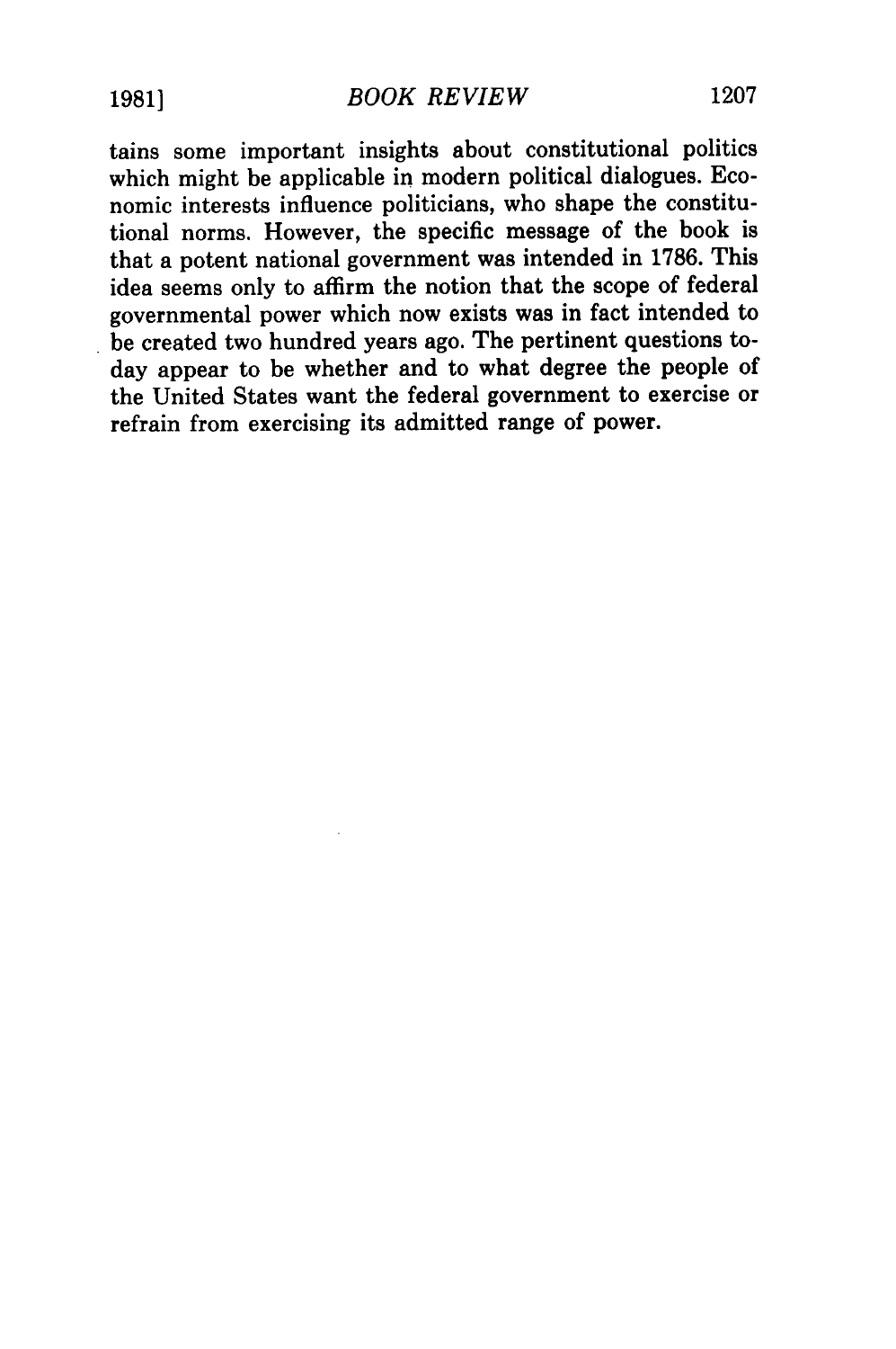tains some important insights about constitutional politics which might be applicable in modern political dialogues. Economic interests influence politicians, who shape the constitutional norms. However, the specific message of the book is that a potent national government was intended in 1786. This idea seems only to affirm the notion that the scope of federal governmental power which now exists was in fact intended to be created two hundred years ago. The pertinent questions today appear to be whether and to what degree the people of the United States want the federal government to exercise or refrain from exercising its admitted range of power.